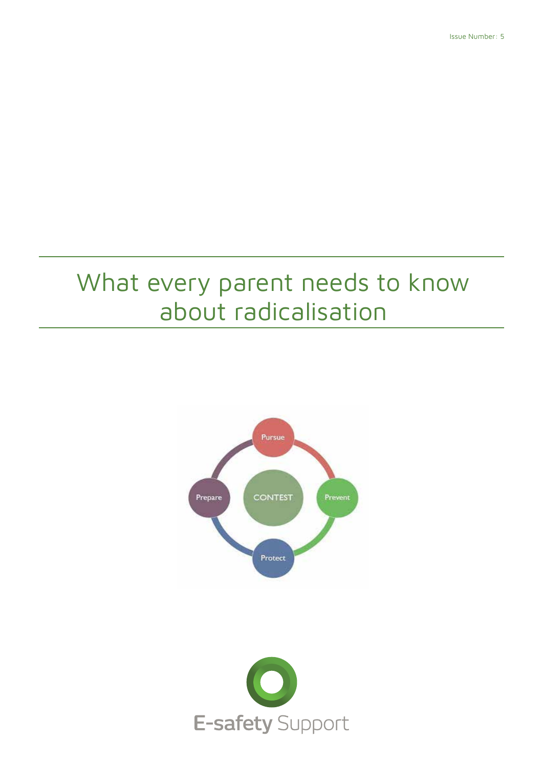Issue Number: 5

# What every parent needs to know about radicalisation

Pursue

Prepare

CONTEST

Prevent

Protect

E-safety Support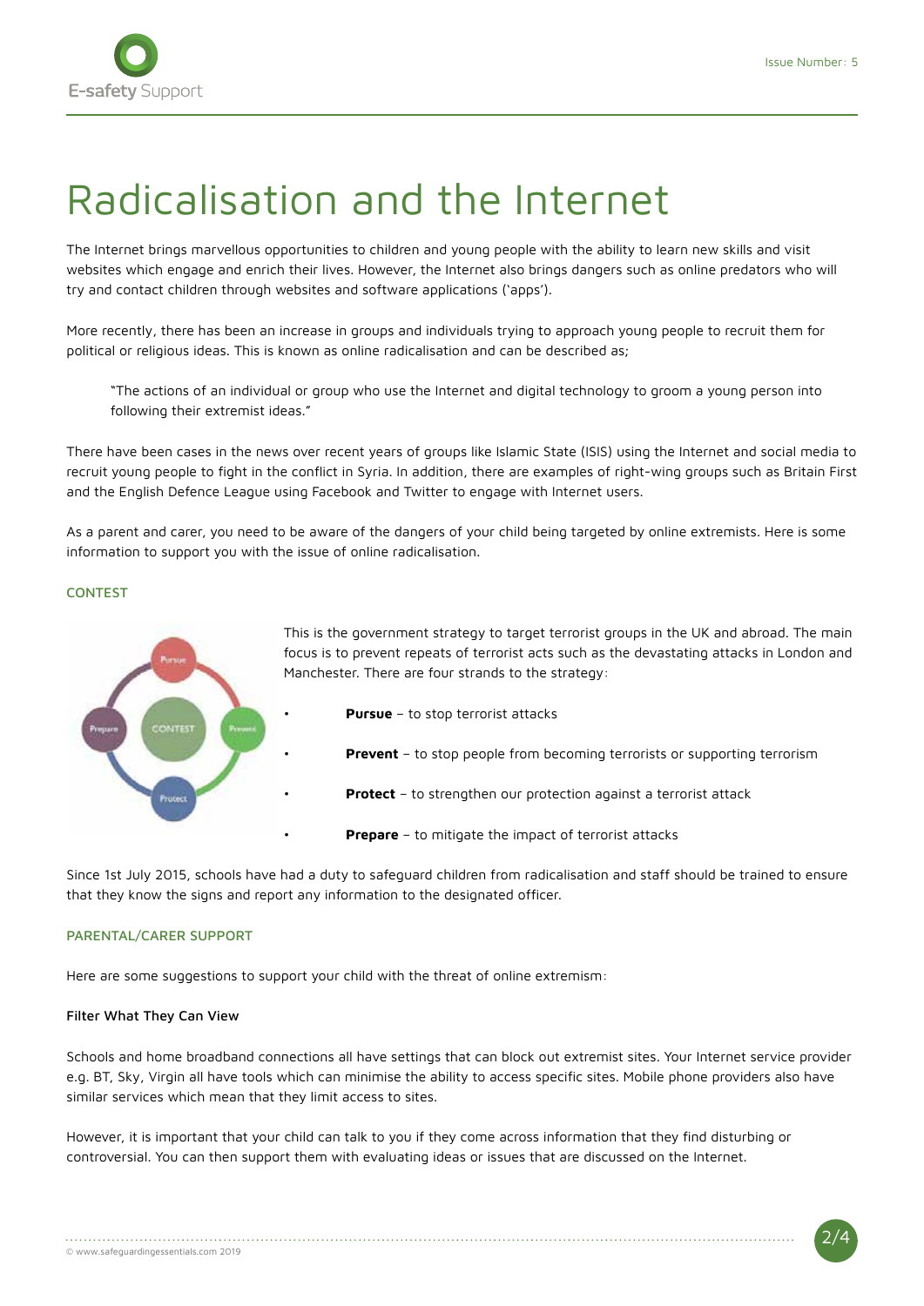# Radicalisation and the Internet

The Internet brings marvellous opportunities to children and young people with the ability to learn new skills and visit websites which engage and enrich their lives. However, the Internet also brings dangers such as online predators who will try and contact children through websites and software applications ('apps').

More recently, there has been an increase in groups and individuals trying to approach young people to recruit them for political or religious ideas. This is known as online radicalisation and can be described as;

> "The actions of an individual or group who use the Internet and digital technology to groom a young person into following their extremist ideas."

There have been cases in the news over recent years of groups like Islamic State (ISIS) using the Internet and social media to recruit young people to fight in the conflict in Syria. In addition, there are examples of right-wing groups such as Britain First and the English Defence League using Facebook and Twitter to engage with Internet users.

As a parent and carer, you need to be aware of the dangers of your child being targeted by online extremists. Here is some information to support you with the issue of online radicalisation.

## CONTEST

Pursue
Prevent
Protect
Prepare
CONTEST

This is the government strategy to target terrorist groups in the UK and abroad. The main focus is to prevent repeats of terrorist acts such as the devastating attacks in London and Manchester. There are four strands to the strategy:

- **Pursue** – to stop terrorist attacks
- **Prevent** – to stop people from becoming terrorists or supporting terrorism
- **Protect** – to strengthen our protection against a terrorist attack
- **Prepare** – to mitigate the impact of terrorist attacks

Since 1st July 2015, schools have had a duty to safeguard children from radicalisation and staff should be trained to ensure that they know the signs and report any information to the designated officer.

## PARENTAL/CARER SUPPORT

Here are some suggestions to support your child with the threat of online extremism:

### Filter What They Can View

Schools and home broadband connections all have settings that can block out extremist sites. Your Internet service provider e.g. BT, Sky, Virgin all have tools which can minimise the ability to access specific sites. Mobile phone providers also have similar services which mean that they limit access to sites.

However, it is important that your child can talk to you if they come across information that they find disturbing or controversial. You can then support them with evaluating ideas or issues that are discussed on the Internet.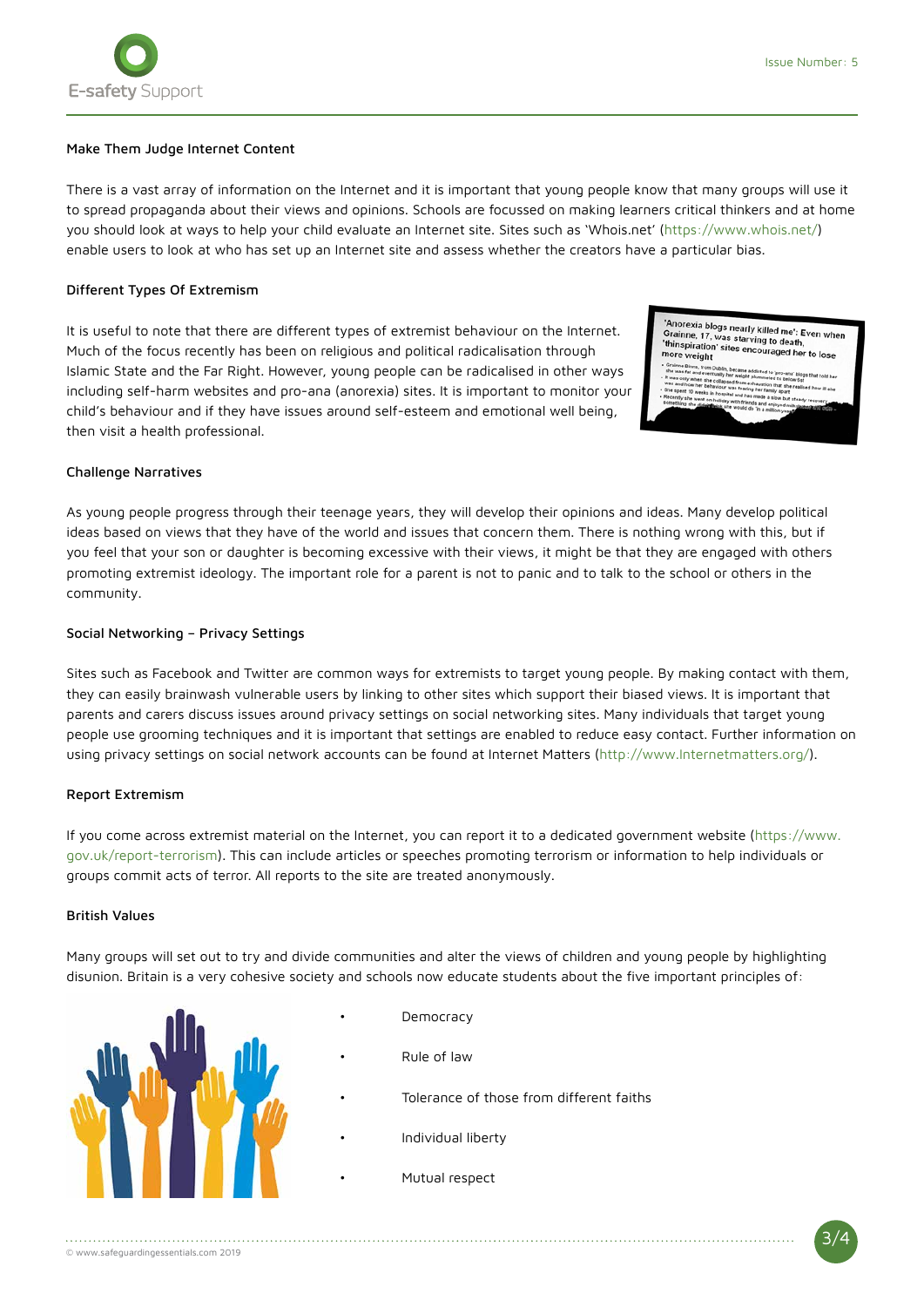### Make Them Judge Internet Content

There is a vast array of information on the Internet and it is important that young people know that many groups will use it to spread propaganda about their views and opinions. Schools are focussed on making learners critical thinkers and at home you should look at ways to help your child evaluate an Internet site. Sites such as 'Whois.net' (https://www.whois.net/) enable users to look at who has set up an Internet site and assess whether the creators have a particular bias.

### Different Types Of Extremism

It is useful to note that there are different types of extremist behaviour on the Internet. Much of the focus recently has been on religious and political radicalisation through Islamic State and the Far Right. However, young people can be radicalised in other ways including self-harm websites and pro-ana (anorexia) sites. It is important to monitor your child's behaviour and if they have issues around self-esteem and emotional well being, then visit a health professional.

### Challenge Narratives

As young people progress through their teenage years, they will develop their opinions and ideas. Many develop political ideas based on views that they have of the world and issues that concern them. There is nothing wrong with this, but if you feel that your son or daughter is becoming excessive with their views, it might be that they are engaged with others promoting extremist ideology. The important role for a parent is not to panic and to talk to the school or others in the community.

### Social Networking – Privacy Settings

Sites such as Facebook and Twitter are common ways for extremists to target young people. By making contact with them, they can easily brainwash vulnerable users by linking to other sites which support their biased views. It is important that parents and carers discuss issues around privacy settings on social networking sites. Many individuals that target young people use grooming techniques and it is important that settings are enabled to reduce easy contact. Further information on using privacy settings on social network accounts can be found at Internet Matters (http://www.Internetmatters.org/).

### Report Extremism

If you come across extremist material on the Internet, you can report it to a dedicated government website (https://www.gov.uk/report-terrorism). This can include articles or speeches promoting terrorism or information to help individuals or groups commit acts of terror. All reports to the site are treated anonymously.

### British Values

Many groups will set out to try and divide communities and alter the views of children and young people by highlighting disunion. Britain is a very cohesive society and schools now educate students about the five important principles of:

- Democracy
- Rule of law
- Tolerance of those from different faiths
- Individual liberty
- Mutual respect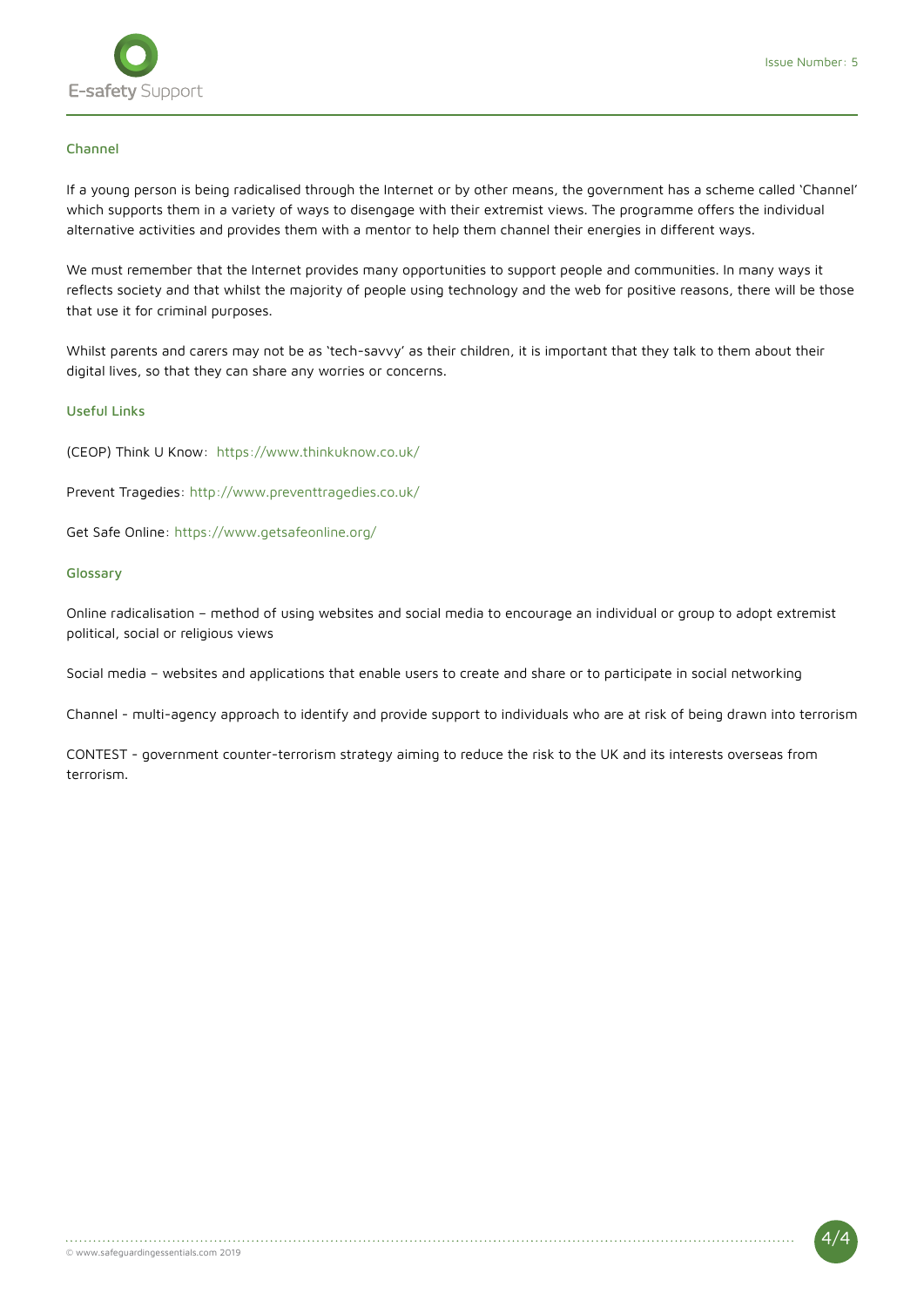## Channel

If a young person is being radicalised through the Internet or by other means, the government has a scheme called 'Channel' which supports them in a variety of ways to disengage with their extremist views. The programme offers the individual alternative activities and provides them with a mentor to help them channel their energies in different ways.

We must remember that the Internet provides many opportunities to support people and communities. In many ways it reflects society and that whilst the majority of people using technology and the web for positive reasons, there will be those that use it for criminal purposes.

Whilst parents and carers may not be as 'tech-savvy' as their children, it is important that they talk to them about their digital lives, so that they can share any worries or concerns.

## Useful Links

(CEOP) Think U Know: https://www.thinkuknow.co.uk/

Prevent Tragedies: http://www.preventtragedies.co.uk/

Get Safe Online: https://www.getsafeonline.org/

## Glossary

Online radicalisation – method of using websites and social media to encourage an individual or group to adopt extremist political, social or religious views

Social media – websites and applications that enable users to create and share or to participate in social networking

Channel - multi-agency approach to identify and provide support to individuals who are at risk of being drawn into terrorism

CONTEST - government counter-terrorism strategy aiming to reduce the risk to the UK and its interests overseas from terrorism.